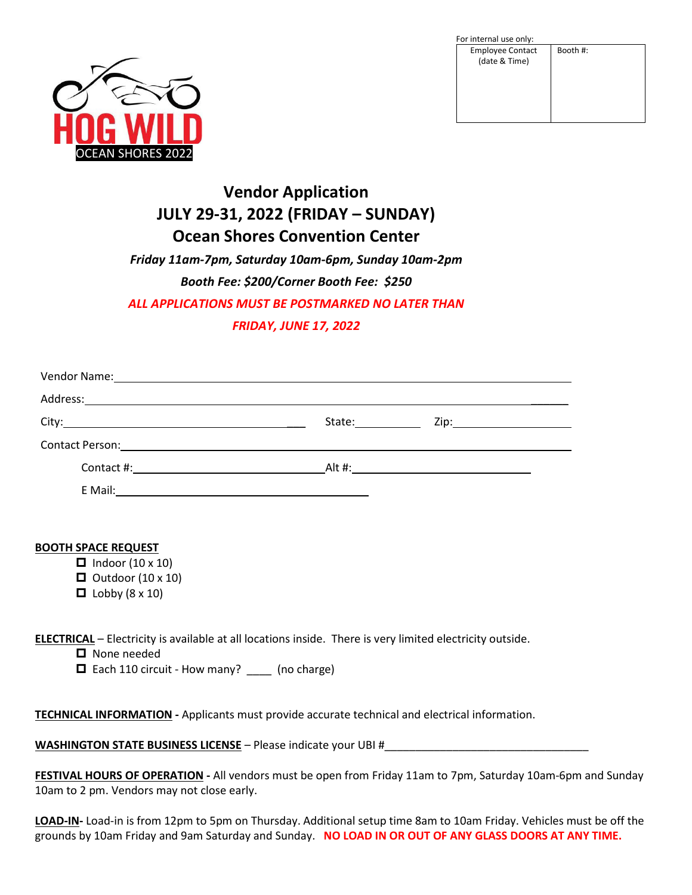HOG WILD
OCEAN SHORES 2022

For internal use only:

| Employee Contact (date & Time) | Booth #: |
|---|---|
| | |

# Vendor Application
## JULY 29-31, 2022 (FRIDAY – SUNDAY)
## Ocean Shores Convention Center

***Friday 11am-7pm, Saturday 10am-6pm, Sunday 10am-2pm***

***Booth Fee: $200/Corner Booth Fee: $250***

***ALL APPLICATIONS MUST BE POSTMARKED NO LATER THAN***

***FRIDAY, JUNE 17, 2022***

Vendor Name:________________________________________________________________

Address:____________________________________________________________________

City:_______________________________ State:__________ Zip:__________________

Contact Person:_____________________________________________________________

Contact #:_________________________ Alt #:_________________________

E Mail:_________________________________

**BOOTH SPACE REQUEST**

- ☐ Indoor (10 x 10)
- ☐ Outdoor (10 x 10)
- ☐ Lobby (8 x 10)

**ELECTRICAL** – Electricity is available at all locations inside. There is very limited electricity outside.

- ☐ None needed
- ☐ Each 110 circuit - How many? ____ (no charge)

**TECHNICAL INFORMATION -** Applicants must provide accurate technical and electrical information.

**WASHINGTON STATE BUSINESS LICENSE** – Please indicate your UBI #_________________________________

**FESTIVAL HOURS OF OPERATION -** All vendors must be open from Friday 11am to 7pm, Saturday 10am-6pm and Sunday 10am to 2 pm. Vendors may not close early.

**LOAD-IN-** Load-in is from 12pm to 5pm on Thursday. Additional setup time 8am to 10am Friday. Vehicles must be off the grounds by 10am Friday and 9am Saturday and Sunday. **NO LOAD IN OR OUT OF ANY GLASS DOORS AT ANY TIME.**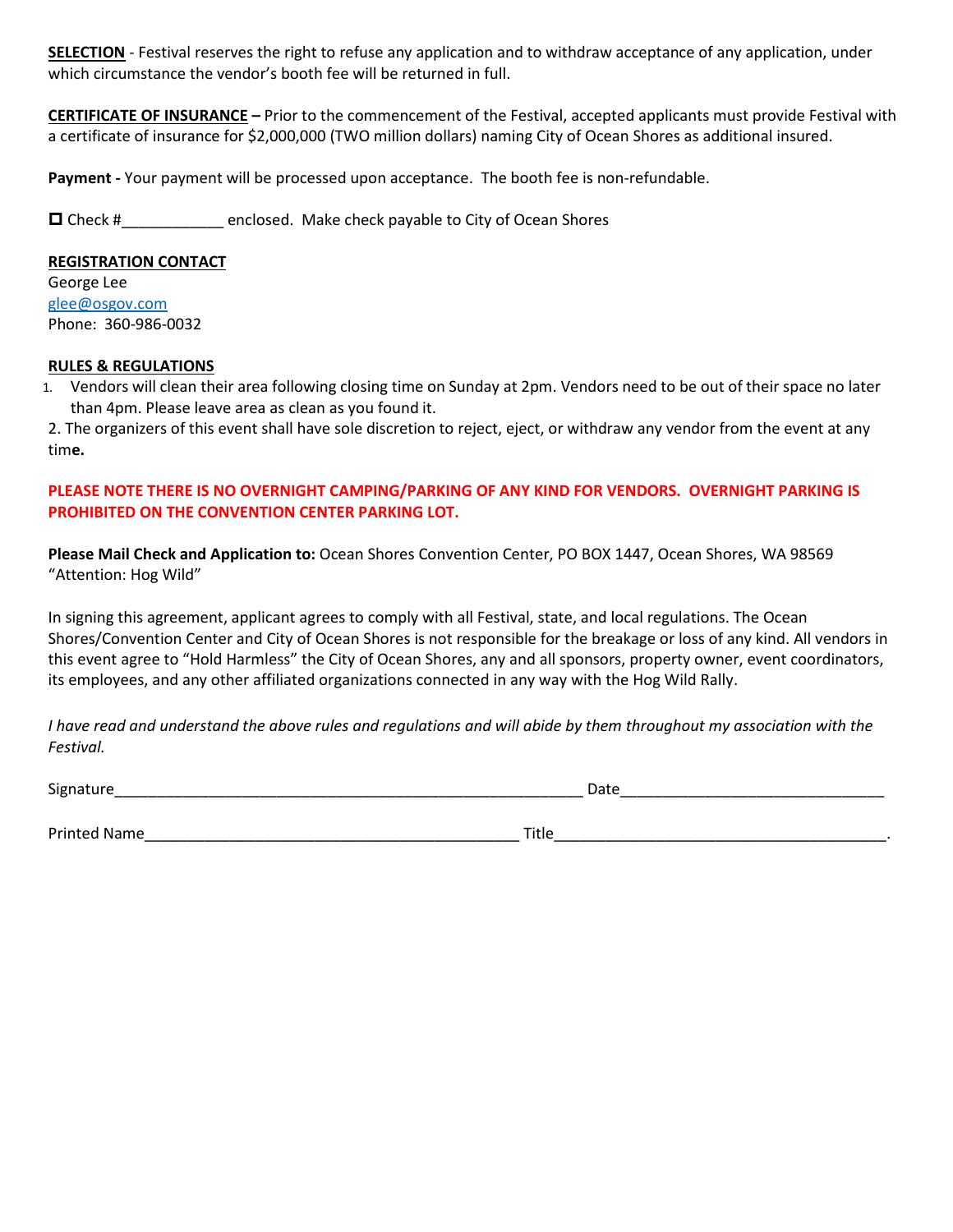**SELECTION** - Festival reserves the right to refuse any application and to withdraw acceptance of any application, under which circumstance the vendor's booth fee will be returned in full.

**CERTIFICATE OF INSURANCE –** Prior to the commencement of the Festival, accepted applicants must provide Festival with a certificate of insurance for $2,000,000 (TWO million dollars) naming City of Ocean Shores as additional insured.

**Payment -** Your payment will be processed upon acceptance. The booth fee is non-refundable.

☐ Check #____________ enclosed. Make check payable to City of Ocean Shores

**REGISTRATION CONTACT**
George Lee
glee@osgov.com
Phone: 360-986-0032

**RULES & REGULATIONS**

1. Vendors will clean their area following closing time on Sunday at 2pm. Vendors need to be out of their space no later than 4pm. Please leave area as clean as you found it.
2. The organizers of this event shall have sole discretion to reject, eject, or withdraw any vendor from the event at any time.

**PLEASE NOTE THERE IS NO OVERNIGHT CAMPING/PARKING OF ANY KIND FOR VENDORS. OVERNIGHT PARKING IS PROHIBITED ON THE CONVENTION CENTER PARKING LOT.**

**Please Mail Check and Application to:** Ocean Shores Convention Center, PO BOX 1447, Ocean Shores, WA 98569 "Attention: Hog Wild"

In signing this agreement, applicant agrees to comply with all Festival, state, and local regulations. The Ocean Shores/Convention Center and City of Ocean Shores is not responsible for the breakage or loss of any kind. All vendors in this event agree to "Hold Harmless" the City of Ocean Shores, any and all sponsors, property owner, event coordinators, its employees, and any other affiliated organizations connected in any way with the Hog Wild Rally.

*I have read and understand the above rules and regulations and will abide by them throughout my association with the Festival.*

Signature_________________________________________________________ Date______________________________

Printed Name____________________________________________ Title_______________________________________.